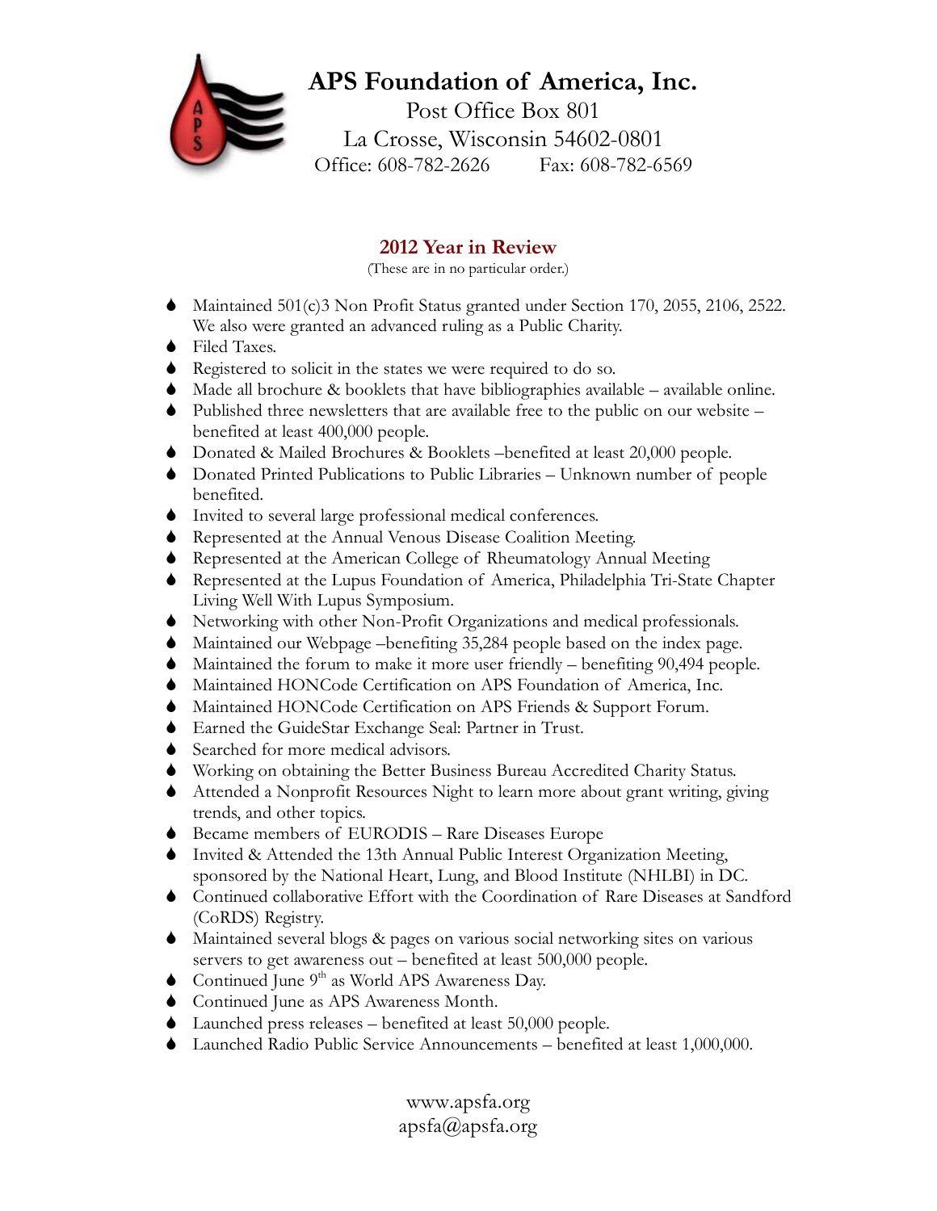# APS Foundation of America, Inc.

Post Office Box 801
La Crosse, Wisconsin 54602-0801
Office: 608-782-2626    Fax: 608-782-6569

## 2012 Year in Review

(These are in no particular order.)

- Maintained 501(c)3 Non Profit Status granted under Section 170, 2055, 2106, 2522. We also were granted an advanced ruling as a Public Charity.
- Filed Taxes.
- Registered to solicit in the states we were required to do so.
- Made all brochure & booklets that have bibliographies available – available online.
- Published three newsletters that are available free to the public on our website – benefited at least 400,000 people.
- Donated & Mailed Brochures & Booklets –benefited at least 20,000 people.
- Donated Printed Publications to Public Libraries – Unknown number of people benefited.
- Invited to several large professional medical conferences.
- Represented at the Annual Venous Disease Coalition Meeting.
- Represented at the American College of Rheumatology Annual Meeting
- Represented at the Lupus Foundation of America, Philadelphia Tri-State Chapter Living Well With Lupus Symposium.
- Networking with other Non-Profit Organizations and medical professionals.
- Maintained our Webpage –benefiting 35,284 people based on the index page.
- Maintained the forum to make it more user friendly – benefiting 90,494 people.
- Maintained HONCode Certification on APS Foundation of America, Inc.
- Maintained HONCode Certification on APS Friends & Support Forum.
- Earned the GuideStar Exchange Seal: Partner in Trust.
- Searched for more medical advisors.
- Working on obtaining the Better Business Bureau Accredited Charity Status.
- Attended a Nonprofit Resources Night to learn more about grant writing, giving trends, and other topics.
- Became members of EURODIS – Rare Diseases Europe
- Invited & Attended the 13th Annual Public Interest Organization Meeting, sponsored by the National Heart, Lung, and Blood Institute (NHLBI) in DC.
- Continued collaborative Effort with the Coordination of Rare Diseases at Sandford (CoRDS) Registry.
- Maintained several blogs & pages on various social networking sites on various servers to get awareness out – benefited at least 500,000 people.
- Continued June 9th as World APS Awareness Day.
- Continued June as APS Awareness Month.
- Launched press releases – benefited at least 50,000 people.
- Launched Radio Public Service Announcements – benefited at least 1,000,000.

www.apsfa.org
apsfa@apsfa.org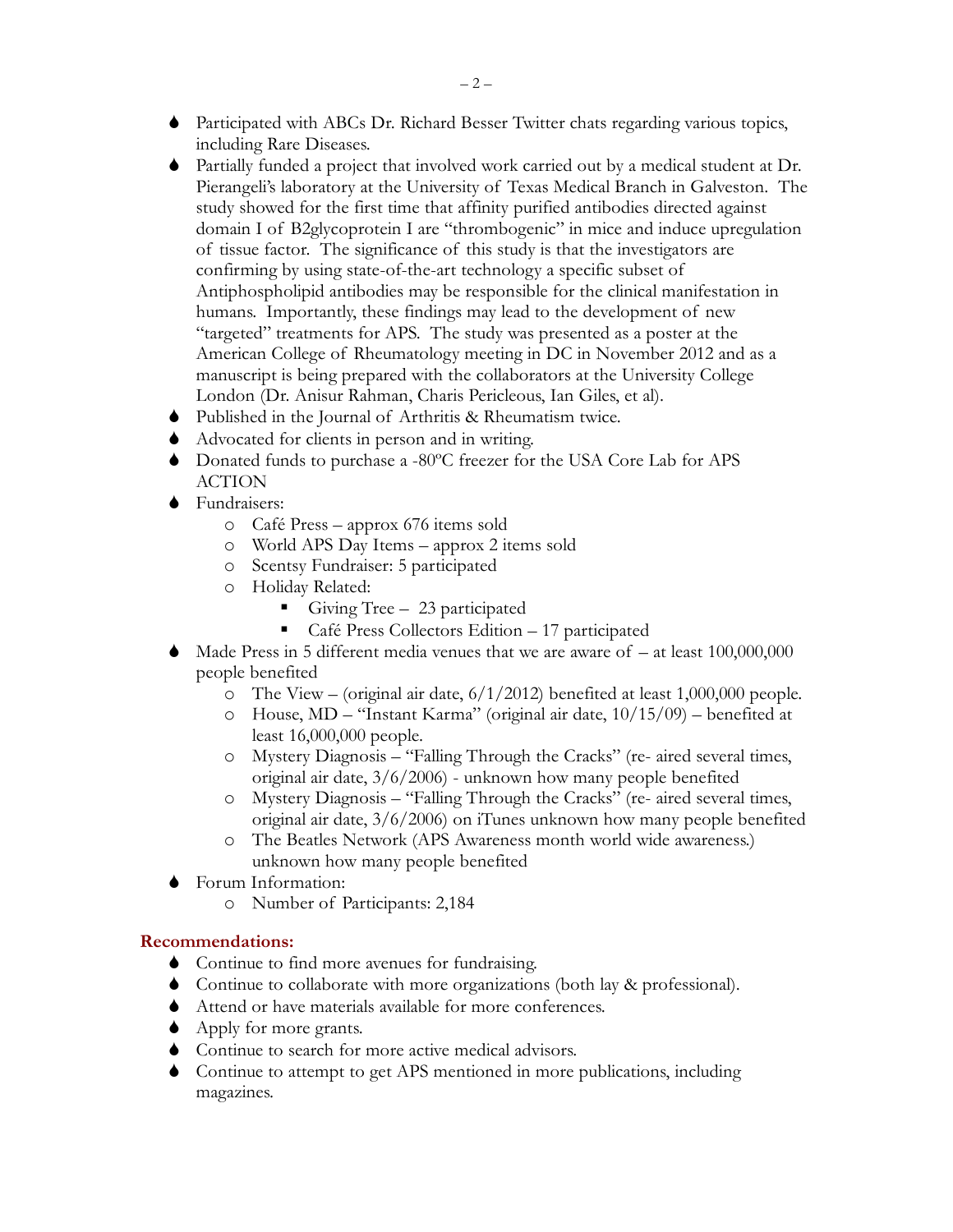- Participated with ABCs Dr. Richard Besser Twitter chats regarding various topics, including Rare Diseases.
- Partially funded a project that involved work carried out by a medical student at Dr. Pierangeli's laboratory at the University of Texas Medical Branch in Galveston. The study showed for the first time that affinity purified antibodies directed against domain I of B2glycoprotein I are "thrombogenic" in mice and induce upregulation of tissue factor. The significance of this study is that the investigators are confirming by using state-of-the-art technology a specific subset of Antiphospholipid antibodies may be responsible for the clinical manifestation in humans. Importantly, these findings may lead to the development of new "targeted" treatments for APS. The study was presented as a poster at the American College of Rheumatology meeting in DC in November 2012 and as a manuscript is being prepared with the collaborators at the University College London (Dr. Anisur Rahman, Charis Pericleous, Ian Giles, et al).
- Published in the Journal of Arthritis & Rheumatism twice.
- Advocated for clients in person and in writing.
- Donated funds to purchase a -80ºC freezer for the USA Core Lab for APS ACTION
- Fundraisers:
  - Café Press – approx 676 items sold
  - World APS Day Items – approx 2 items sold
  - Scentsy Fundraiser: 5 participated
  - Holiday Related:
    - Giving Tree – 23 participated
    - Café Press Collectors Edition – 17 participated
- Made Press in 5 different media venues that we are aware of – at least 100,000,000 people benefited
  - The View – (original air date, 6/1/2012) benefited at least 1,000,000 people.
  - House, MD – "Instant Karma" (original air date, 10/15/09) – benefited at least 16,000,000 people.
  - Mystery Diagnosis – "Falling Through the Cracks" (re- aired several times, original air date, 3/6/2006) - unknown how many people benefited
  - Mystery Diagnosis – "Falling Through the Cracks" (re- aired several times, original air date, 3/6/2006) on iTunes unknown how many people benefited
  - The Beatles Network (APS Awareness month world wide awareness.) unknown how many people benefited
- Forum Information:
  - Number of Participants: 2,184

**Recommendations:**

- Continue to find more avenues for fundraising.
- Continue to collaborate with more organizations (both lay & professional).
- Attend or have materials available for more conferences.
- Apply for more grants.
- Continue to search for more active medical advisors.
- Continue to attempt to get APS mentioned in more publications, including magazines.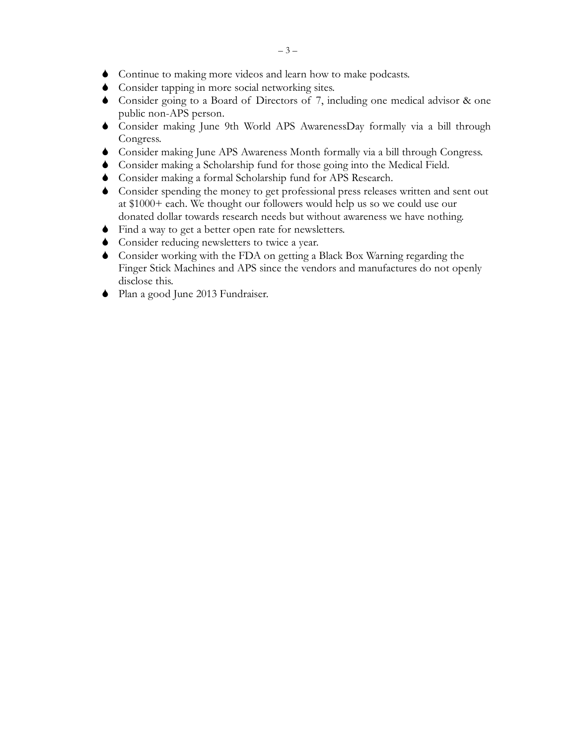- Continue to making more videos and learn how to make podcasts.
- Consider tapping in more social networking sites.
- Consider going to a Board of Directors of 7, including one medical advisor & one public non-APS person.
- Consider making June 9th World APS AwarenessDay formally via a bill through Congress.
- Consider making June APS Awareness Month formally via a bill through Congress.
- Consider making a Scholarship fund for those going into the Medical Field.
- Consider making a formal Scholarship fund for APS Research.
- Consider spending the money to get professional press releases written and sent out at $1000+ each. We thought our followers would help us so we could use our donated dollar towards research needs but without awareness we have nothing.
- Find a way to get a better open rate for newsletters.
- Consider reducing newsletters to twice a year.
- Consider working with the FDA on getting a Black Box Warning regarding the Finger Stick Machines and APS since the vendors and manufactures do not openly disclose this.
- Plan a good June 2013 Fundraiser.